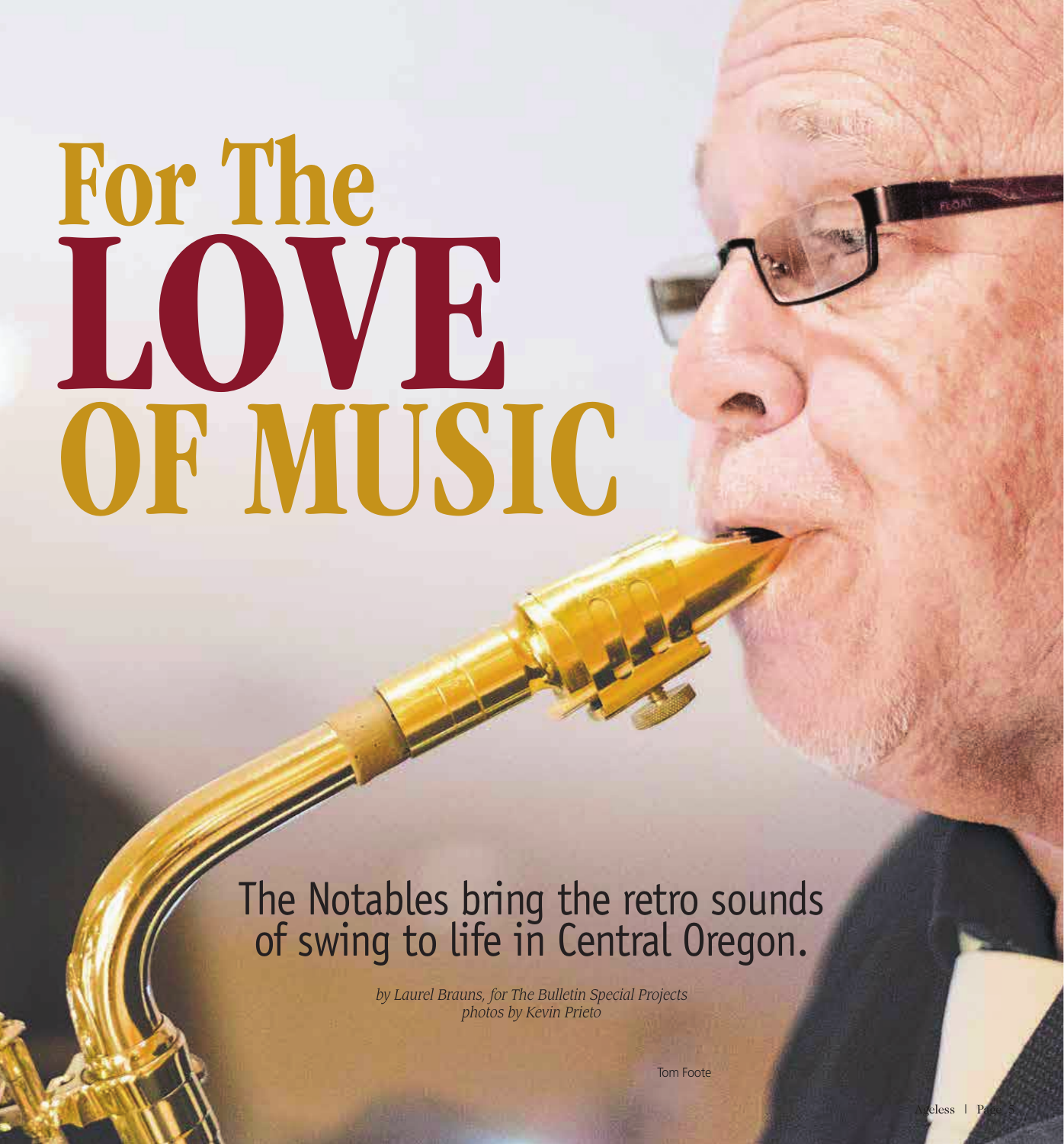# For The LOVE OF MUSIC

## The Notables bring the retro sounds of swing to life in Central Oregon.

*by Laurel Brauns, for The Bulletin Special Projects*
*photos by Kevin Prieto*

Tom Foote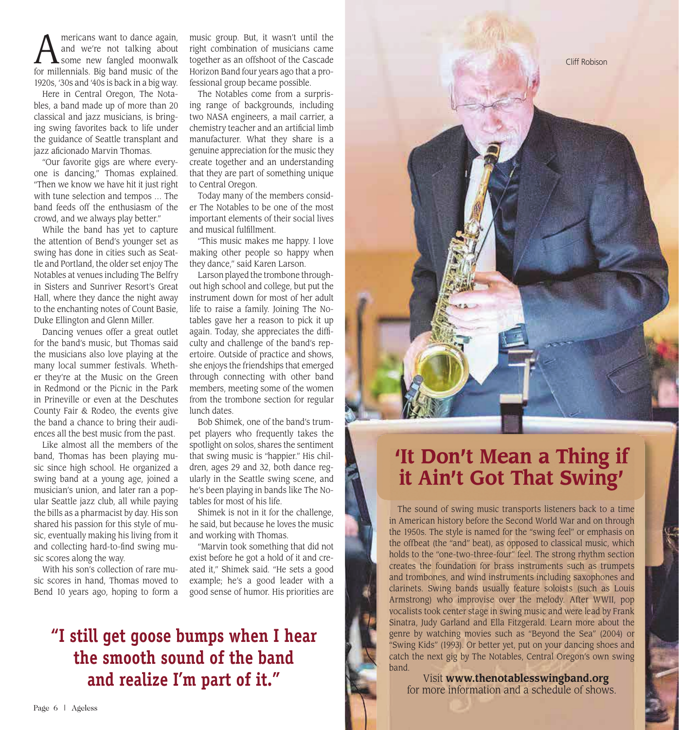Americans want to dance again, and we're not talking about some new fangled moonwalk for millennials. Big band music of the 1920s, '30s and '40s is back in a big way.

Here in Central Oregon, The Notables, a band made up of more than 20 classical and jazz musicians, is bringing swing favorites back to life under the guidance of Seattle transplant and jazz aficionado Marvin Thomas.

"Our favorite gigs are where everyone is dancing," Thomas explained. "Then we know we have hit it just right with tune selection and tempos … The band feeds off the enthusiasm of the crowd, and we always play better."

While the band has yet to capture the attention of Bend's younger set as swing has done in cities such as Seattle and Portland, the older set enjoy The Notables at venues including The Belfry in Sisters and Sunriver Resort's Great Hall, where they dance the night away to the enchanting notes of Count Basie, Duke Ellington and Glenn Miller.

Dancing venues offer a great outlet for the band's music, but Thomas said the musicians also love playing at the many local summer festivals. Whether they're at the Music on the Green in Redmond or the Picnic in the Park in Prineville or even at the Deschutes County Fair & Rodeo, the events give the band a chance to bring their audiences all the best music from the past.

Like almost all the members of the band, Thomas has been playing music since high school. He organized a swing band at a young age, joined a musician's union, and later ran a popular Seattle jazz club, all while paying the bills as a pharmacist by day. His son shared his passion for this style of music, eventually making his living from it and collecting hard-to-find swing music scores along the way.

With his son's collection of rare music scores in hand, Thomas moved to Bend 10 years ago, hoping to form a music group. But, it wasn't until the right combination of musicians came together as an offshoot of the Cascade Horizon Band four years ago that a professional group became possible.

The Notables come from a surprising range of backgrounds, including two NASA engineers, a mail carrier, a chemistry teacher and an artificial limb manufacturer. What they share is a genuine appreciation for the music they create together and an understanding that they are part of something unique to Central Oregon.

Today many of the members consider The Notables to be one of the most important elements of their social lives and musical fulfillment.

"This music makes me happy. I love making other people so happy when they dance," said Karen Larson.

Larson played the trombone throughout high school and college, but put the instrument down for most of her adult life to raise a family. Joining The Notables gave her a reason to pick it up again. Today, she appreciates the difficulty and challenge of the band's repertoire. Outside of practice and shows, she enjoys the friendships that emerged through connecting with other band members, meeting some of the women from the trombone section for regular lunch dates.

Bob Shimek, one of the band's trumpet players who frequently takes the spotlight on solos, shares the sentiment that swing music is "happier." His children, ages 29 and 32, both dance regularly in the Seattle swing scene, and he's been playing in bands like The Notables for most of his life.

Shimek is not in it for the challenge, he said, but because he loves the music and working with Thomas.

"Marvin took something that did not exist before he got a hold of it and created it," Shimek said. "He sets a good example; he's a good leader with a good sense of humor. His priorities are

**"I still get goose bumps when I hear the smooth sound of the band and realize I'm part of it."**

Cliff Robison

## 'It Don't Mean a Thing if it Ain't Got That Swing'

The sound of swing music transports listeners back to a time in American history before the Second World War and on through the 1950s. The style is named for the "swing feel" or emphasis on the offbeat (the "and" beat), as opposed to classical music, which holds to the "one-two-three-four" feel. The strong rhythm section creates the foundation for brass instruments such as trumpets and trombones, and wind instruments including saxophones and clarinets. Swing bands usually feature soloists (such as Louis Armstrong) who improvise over the melody. After WWII, pop vocalists took center stage in swing music and were lead by Frank Sinatra, Judy Garland and Ella Fitzgerald. Learn more about the genre by watching movies such as "Beyond the Sea" (2004) or "Swing Kids" (1993). Or better yet, put on your dancing shoes and catch the next gig by The Notables, Central Oregon's own swing band.

Visit **www.thenotablesswingband.org** for more information and a schedule of shows.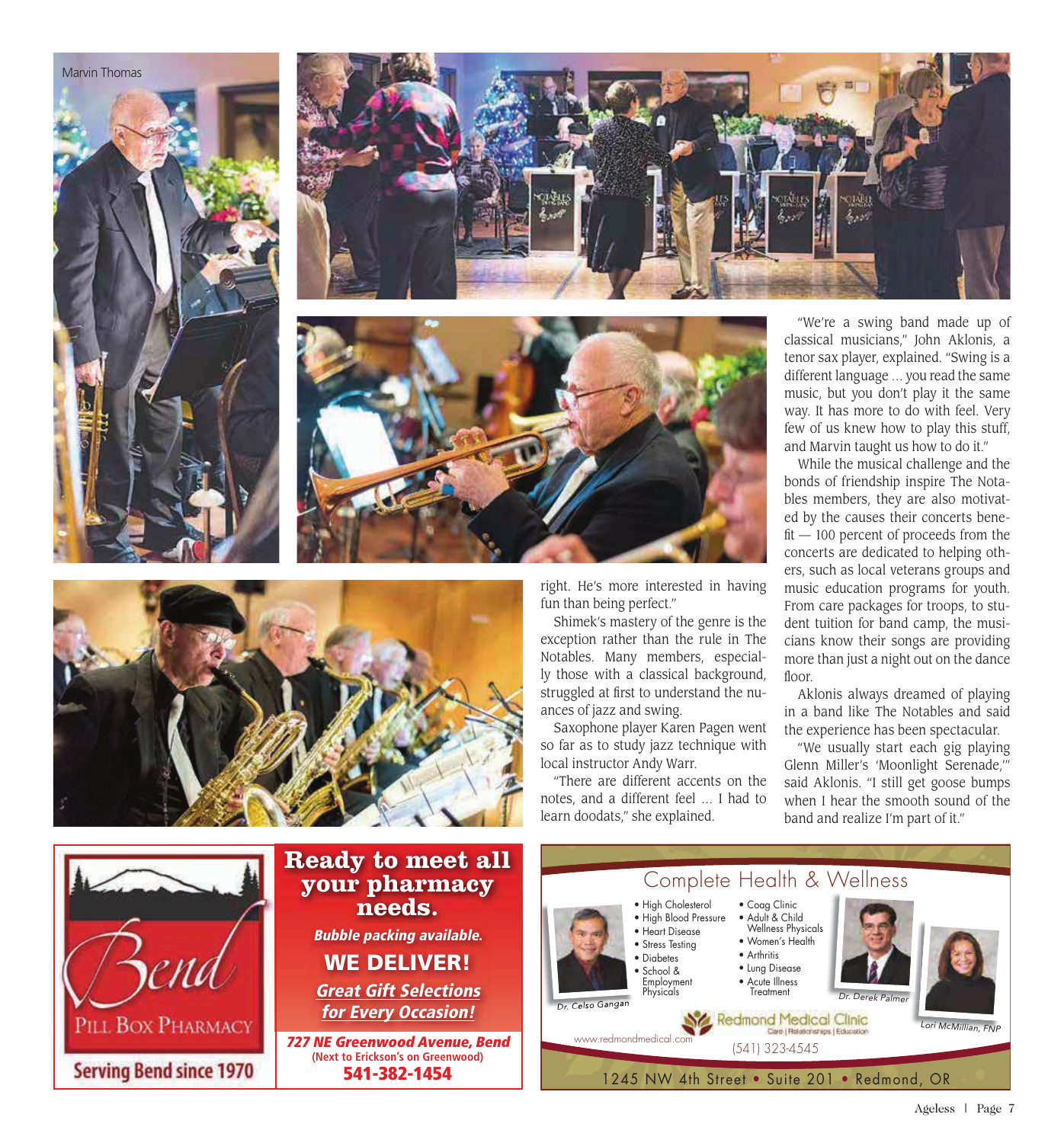Marvin Thomas

right. He's more interested in having fun than being perfect."

Shimek's mastery of the genre is the exception rather than the rule in The Notables. Many members, especially those with a classical background, struggled at first to understand the nuances of jazz and swing.

Saxophone player Karen Pagen went so far as to study jazz technique with local instructor Andy Warr.

"There are different accents on the notes, and a different feel ... I had to learn doodats," she explained.

"We're a swing band made up of classical musicians," John Aklonis, a tenor sax player, explained. "Swing is a different language ... you read the same music, but you don't play it the same way. It has more to do with feel. Very few of us knew how to play this stuff, and Marvin taught us how to do it."

While the musical challenge and the bonds of friendship inspire The Notables members, they are also motivated by the causes their concerts benefit — 100 percent of proceeds from the concerts are dedicated to helping others, such as local veterans groups and music education programs for youth. From care packages for troops, to student tuition for band camp, the musicians know their songs are providing more than just a night out on the dance floor.

Aklonis always dreamed of playing in a band like The Notables and said the experience has been spectacular.

"We usually start each gig playing Glenn Miller's 'Moonlight Serenade,'" said Aklonis. "I still get goose bumps when I hear the smooth sound of the band and realize I'm part of it."

---

Bend
PILL BOX PHARMACY
**Serving Bend since 1970**

**Ready to meet all your pharmacy needs.**

***Bubble packing available.***

**WE DELIVER!**

***Great Gift Selections for Every Occasion!***

***727 NE Greenwood Avenue, Bend***
**(Next to Erickson's on Greenwood)**
**541-382-1454**

---

Complete Health & Wellness

- High Cholesterol
- High Blood Pressure
- Heart Disease
- Stress Testing
- Diabetes
- School & Employment Physicals
- Coag Clinic
- Adult & Child Wellness Physicals
- Women's Health
- Arthritis
- Lung Disease
- Acute Illness Treatment

Dr. Celso Gangan
Dr. Derek Palmer
Lori McMillian, FNP

Redmond Medical Clinic
Care | Relationships | Education
www.redmondmedical.com
(541) 323-4545
1245 NW 4th Street • Suite 201 • Redmond, OR